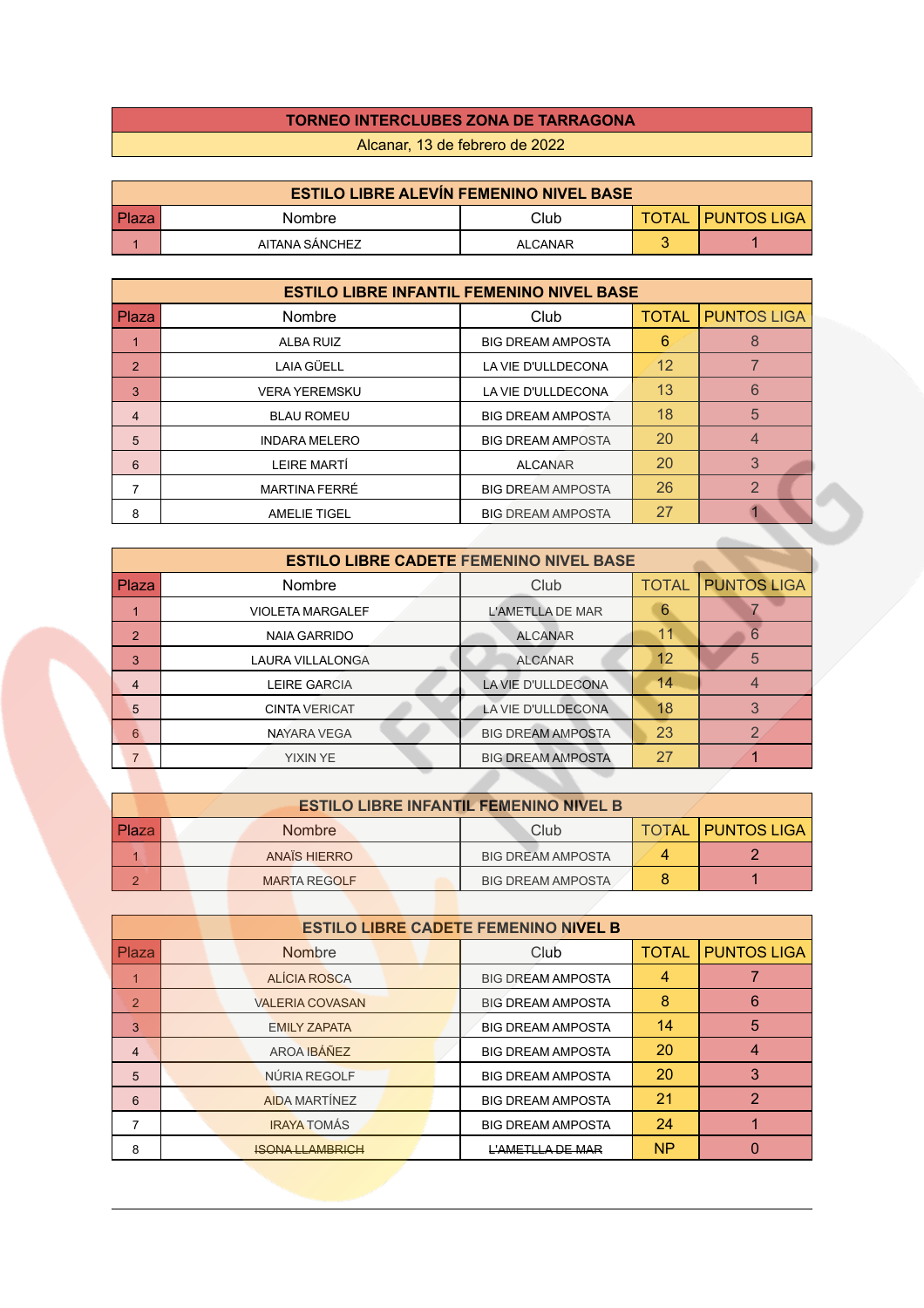# TORNEO INTERCLUBES ZONA DE TARRAGONA

Alcanar, 13 de febrero de 2022

## ESTILO LIBRE ALEVÍN FEMENINO NIVEL BASE

| Plaza | Nombre | Club | TOTAL | PUNTOS LIGA |
|---|---|---|---|---|
| 1 | AITANA SÁNCHEZ | ALCANAR | 3 | 1 |

## ESTILO LIBRE INFANTIL FEMENINO NIVEL BASE

| Plaza | Nombre | Club | TOTAL | PUNTOS LIGA |
|---|---|---|---|---|
| 1 | ALBA RUIZ | BIG DREAM AMPOSTA | 6 | 8 |
| 2 | LAIA GÜELL | LA VIE D'ULLDECONA | 12 | 7 |
| 3 | VERA YEREMSKU | LA VIE D'ULLDECONA | 13 | 6 |
| 4 | BLAU ROMEU | BIG DREAM AMPOSTA | 18 | 5 |
| 5 | INDARA MELERO | BIG DREAM AMPOSTA | 20 | 4 |
| 6 | LEIRE MARTÍ | ALCANAR | 20 | 3 |
| 7 | MARTINA FERRÉ | BIG DREAM AMPOSTA | 26 | 2 |
| 8 | AMELIE TIGEL | BIG DREAM AMPOSTA | 27 | 1 |

## ESTILO LIBRE CADETE FEMENINO NIVEL BASE

| Plaza | Nombre | Club | TOTAL | PUNTOS LIGA |
|---|---|---|---|---|
| 1 | VIOLETA MARGALEF | L'AMETLLA DE MAR | 6 | 7 |
| 2 | NAIA GARRIDO | ALCANAR | 11 | 6 |
| 3 | LAURA VILLALONGA | ALCANAR | 12 | 5 |
| 4 | LEIRE GARCIA | LA VIE D'ULLDECONA | 14 | 4 |
| 5 | CINTA VERICAT | LA VIE D'ULLDECONA | 18 | 3 |
| 6 | NAYARA VEGA | BIG DREAM AMPOSTA | 23 | 2 |
| 7 | YIXIN YE | BIG DREAM AMPOSTA | 27 | 1 |

## ESTILO LIBRE INFANTIL FEMENINO NIVEL B

| Plaza | Nombre | Club | TOTAL | PUNTOS LIGA |
|---|---|---|---|---|
| 1 | ANAÏS HIERRO | BIG DREAM AMPOSTA | 4 | 2 |
| 2 | MARTA REGOLF | BIG DREAM AMPOSTA | 8 | 1 |

## ESTILO LIBRE CADETE FEMENINO NIVEL B

| Plaza | Nombre | Club | TOTAL | PUNTOS LIGA |
|---|---|---|---|---|
| 1 | ALÍCIA ROSCA | BIG DREAM AMPOSTA | 4 | 7 |
| 2 | VALERIA COVASAN | BIG DREAM AMPOSTA | 8 | 6 |
| 3 | EMILY ZAPATA | BIG DREAM AMPOSTA | 14 | 5 |
| 4 | AROA IBÁÑEZ | BIG DREAM AMPOSTA | 20 | 4 |
| 5 | NÚRIA REGOLF | BIG DREAM AMPOSTA | 20 | 3 |
| 6 | AIDA MARTÍNEZ | BIG DREAM AMPOSTA | 21 | 2 |
| 7 | IRAYA TOMÁS | BIG DREAM AMPOSTA | 24 | 1 |
| 8 | ~~ISONA LLAMBRICH~~ | ~~L'AMETLLA DE MAR~~ | NP | 0 |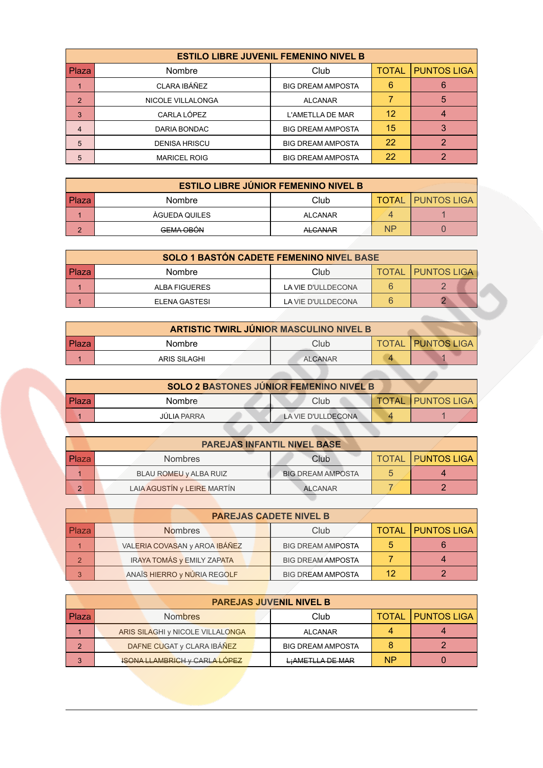| ESTILO LIBRE JUVENIL FEMENINO NIVEL B | | | | |
|---|---|---|---|---|
| Plaza | Nombre | Club | TOTAL | PUNTOS LIGA |
| 1 | CLARA IBÁÑEZ | BIG DREAM AMPOSTA | 6 | 6 |
| 2 | NICOLE VILLALONGA | ALCANAR | 7 | 5 |
| 3 | CARLA LÓPEZ | L'AMETLLA DE MAR | 12 | 4 |
| 4 | DARIA BONDAC | BIG DREAM AMPOSTA | 15 | 3 |
| 5 | DENISA HRISCU | BIG DREAM AMPOSTA | 22 | 2 |
| 5 | MARICEL ROIG | BIG DREAM AMPOSTA | 22 | 2 |

| ESTILO LIBRE JÚNIOR FEMENINO NIVEL B | | | | |
|---|---|---|---|---|
| Plaza | Nombre | Club | TOTAL | PUNTOS LIGA |
| 1 | ÀGUEDA QUILES | ALCANAR | 4 | 1 |
| 2 | ~~GEMA OBÓN~~ | ~~ALCANAR~~ | NP | 0 |

| SOLO 1 BASTÓN CADETE FEMENINO NIVEL BASE | | | | |
|---|---|---|---|---|
| Plaza | Nombre | Club | TOTAL | PUNTOS LIGA |
| 1 | ALBA FIGUERES | LA VIE D'ULLDECONA | 6 | 2 |
| 1 | ELENA GASTESI | LA VIE D'ULLDECONA | 6 | 2 |

| ARTISTIC TWIRL JÚNIOR MASCULINO NIVEL B | | | | |
|---|---|---|---|---|
| Plaza | Nombre | Club | TOTAL | PUNTOS LIGA |
| 1 | ARIS SILAGHI | ALCANAR | 4 | 1 |

| SOLO 2 BASTONES JÚNIOR FEMENINO NIVEL B | | | | |
|---|---|---|---|---|
| Plaza | Nombre | Club | TOTAL | PUNTOS LIGA |
| 1 | JÚLIA PARRA | LA VIE D'ULLDECONA | 4 | 1 |

| PAREJAS INFANTIL NIVEL BASE | | | | |
|---|---|---|---|---|
| Plaza | Nombres | Club | TOTAL | PUNTOS LIGA |
| 1 | BLAU ROMEU y ALBA RUIZ | BIG DREAM AMPOSTA | 5 | 4 |
| 2 | LAIA AGUSTÍN y LEIRE MARTÍN | ALCANAR | 7 | 2 |

| PAREJAS CADETE NIVEL B | | | | |
|---|---|---|---|---|
| Plaza | Nombres | Club | TOTAL | PUNTOS LIGA |
| 1 | VALERIA COVASAN y AROA IBÁÑEZ | BIG DREAM AMPOSTA | 5 | 6 |
| 2 | IRAYA TOMÁS y EMILY ZAPATA | BIG DREAM AMPOSTA | 7 | 4 |
| 3 | ANAÏS HIERRO y NÚRIA REGOLF | BIG DREAM AMPOSTA | 12 | 2 |

| PAREJAS JUVENIL NIVEL B | | | | |
|---|---|---|---|---|
| Plaza | Nombres | Club | TOTAL | PUNTOS LIGA |
| 1 | ARIS SILAGHI y NICOLE VILLALONGA | ALCANAR | 4 | 4 |
| 2 | DAFNE CUGAT y CLARA IBÁÑEZ | BIG DREAM AMPOSTA | 8 | 2 |
| 3 | ~~ISONA LLAMBRICH y CARLA LÓPEZ~~ | ~~L¡AMETLLA DE MAR~~ | NP | 0 |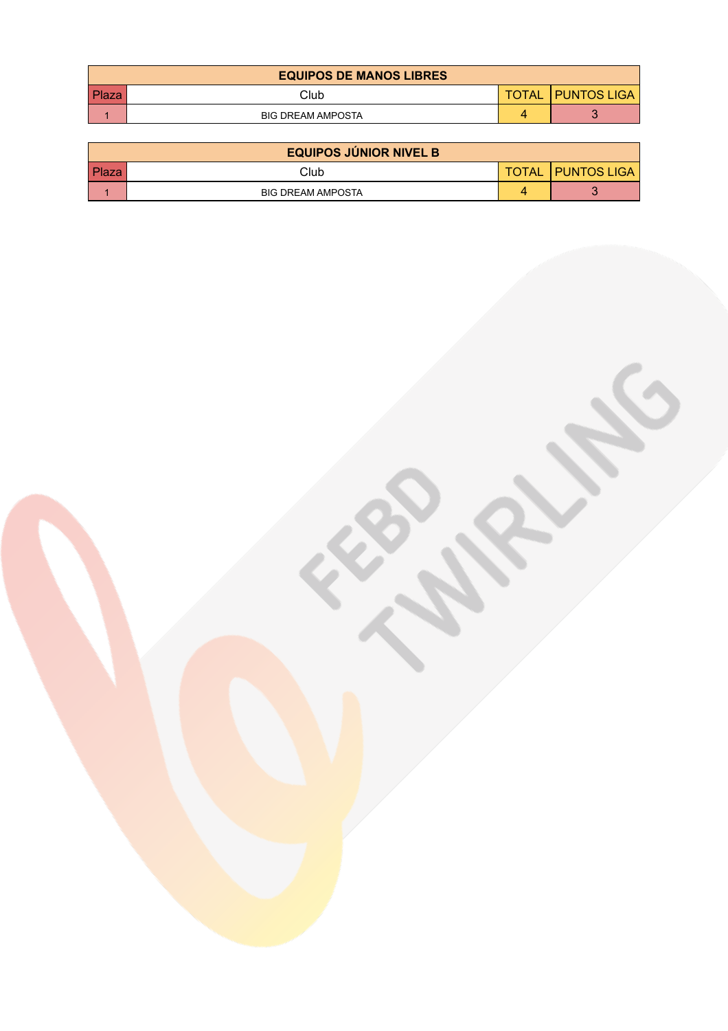| EQUIPOS DE MANOS LIBRES | | | |
|---|---|---|---|
| Plaza | Club | TOTAL | PUNTOS LIGA |
| 1 | BIG DREAM AMPOSTA | 4 | 3 |

| EQUIPOS JÚNIOR NIVEL B | | | |
|---|---|---|---|
| Plaza | Club | TOTAL | PUNTOS LIGA |
| 1 | BIG DREAM AMPOSTA | 4 | 3 |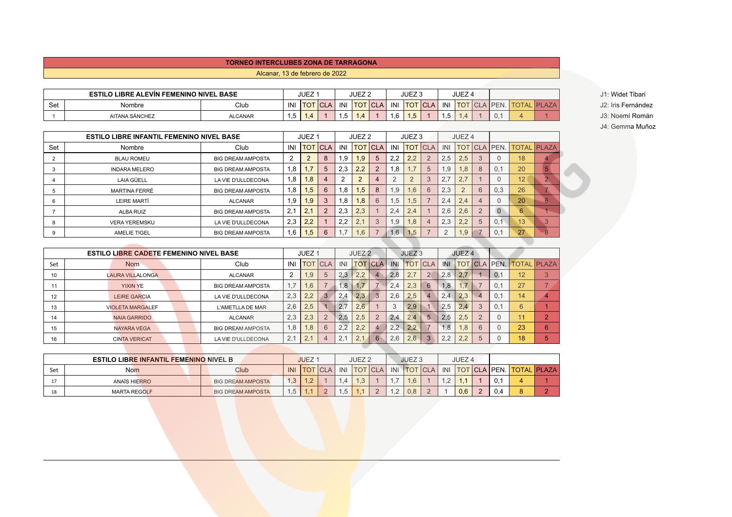# TORNEO INTERCLUBES ZONA DE TARRAGONA

Alcanar, 13 de febrero de 2022

J1: Widet Tibari
J2: Iris Fernández
J3: Noemí Román
J4: Gemma Muñoz

| ESTILO LIBRE ALEVÍN FEMENINO NIVEL BASE | | | JUEZ 1 | | | JUEZ 2 | | | JUEZ 3 | | | JUEZ 4 | | | | | |
|---|---|---|---|---|---|---|---|---|---|---|---|---|---|---|---|---|---|
| Set | Nombre | Club | INI | TOT | CLA | INI | TOT | CLA | INI | TOT | CLA | INI | TOT | CLA | PEN. | TOTAL | PLAZA |
| 1 | AITANA SÁNCHEZ | ALCANAR | 1,5 | 1,4 | 1 | 1,5 | 1,4 | 1 | 1,6 | 1,5 | 1 | 1,5 | 1,4 | 1 | 0,1 | 4 | 1 |

| ESTILO LIBRE INFANTIL FEMENINO NIVEL BASE | | | JUEZ 1 | | | JUEZ 2 | | | JUEZ 3 | | | JUEZ 4 | | | | | |
|---|---|---|---|---|---|---|---|---|---|---|---|---|---|---|---|---|---|
| Set | Nombre | Club | INI | TOT | CLA | INI | TOT | CLA | INI | TOT | CLA | INI | TOT | CLA | PEN. | TOTAL | PLAZA |
| 2 | BLAU ROMEU | BIG DREAM AMPOSTA | 2 | 2 | 8 | 1,9 | 1,9 | 5 | 2,2 | 2,2 | 2 | 2,5 | 2,5 | 3 | 0 | 18 | 4 |
| 3 | INDARA MELERO | BIG DREAM AMPOSTA | 1,8 | 1,7 | 5 | 2,3 | 2,2 | 2 | 1,8 | 1,7 | 5 | 1,9 | 1,8 | 8 | 0,1 | 20 | 5 |
| 4 | LAIA GÜELL | LA VIE D'ULLDECONA | 1,8 | 1,8 | 4 | 2 | 2 | 4 | 2 | 2 | 3 | 2,7 | 2,7 | 1 | 0 | 12 | 2 |
| 5 | MARTINA FERRÉ | BIG DREAM AMPOSTA | 1,8 | 1,5 | 6 | 1,8 | 1,5 | 8 | 1,9 | 1,6 | 6 | 2,3 | 2 | 6 | 0,3 | 26 | 7 |
| 6 | LEIRE MARTÍ | ALCANAR | 1,9 | 1,9 | 3 | 1,8 | 1,8 | 6 | 1,5 | 1,5 | 7 | 2,4 | 2,4 | 4 | 0 | 20 | 6 |
| 7 | ALBA RUIZ | BIG DREAM AMPOSTA | 2,1 | 2,1 | 2 | 2,3 | 2,3 | 1 | 2,4 | 2,4 | 1 | 2,6 | 2,6 | 2 | 0 | 6 | 1 |
| 8 | VERA YEREMSKU | LA VIE D'ULLDECONA | 2,3 | 2,2 | 1 | 2,2 | 2,1 | 3 | 1,9 | 1,8 | 4 | 2,3 | 2,2 | 5 | 0,1 | 13 | 3 |
| 9 | AMELIE TIGEL | BIG DREAM AMPOSTA | 1,6 | 1,5 | 6 | 1,7 | 1,6 | 7 | 1,6 | 1,5 | 7 | 2 | 1,9 | 7 | 0,1 | 27 | 8 |

| ESTILO LIBRE CADETE FEMENINO NIVEL BASE | | | JUEZ 1 | | | JUEZ 2 | | | JUEZ 3 | | | JUEZ 4 | | | | | |
|---|---|---|---|---|---|---|---|---|---|---|---|---|---|---|---|---|---|
| Set | Nom | Club | INI | TOT | CLA | INI | TOT | CLA | INI | TOT | CLA | INI | TOT | CLA | PEN. | TOTAL | PLAZA |
| 10 | LAURA VILLALONGA | ALCANAR | 2 | 1,9 | 5 | 2,3 | 2,2 | 4 | 2,8 | 2,7 | 2 | 2,8 | 2,7 | 1 | 0,1 | 12 | 3 |
| 11 | YIXIN YE | BIG DREAM AMPOSTA | 1,7 | 1,6 | 7 | 1,8 | 1,7 | 7 | 2,4 | 2,3 | 6 | 1,8 | 1,7 | 7 | 0,1 | 27 | 7 |
| 12 | LEIRE GARCIA | LA VIE D'ULLDECONA | 2,3 | 2,2 | 3 | 2,4 | 2,3 | 3 | 2,6 | 2,5 | 4 | 2,4 | 2,3 | 4 | 0,1 | 14 | 4 |
| 13 | VIOLETA MARGALEF | L'AMETLLA DE MAR | 2,6 | 2,5 | 1 | 2,7 | 2,6 | 1 | 3 | 2,9 | 1 | 2,5 | 2,4 | 3 | 0,1 | 6 | 1 |
| 14 | NAIA GARRIDO | ALCANAR | 2,3 | 2,3 | 2 | 2,5 | 2,5 | 2 | 2,4 | 2,4 | 5 | 2,5 | 2,5 | 2 | 0 | 11 | 2 |
| 15 | NAYARA VEGA | BIG DREAM AMPOSTA | 1,8 | 1,8 | 6 | 2,2 | 2,2 | 4 | 2,2 | 2,2 | 7 | 1,8 | 1,8 | 6 | 0 | 23 | 6 |
| 16 | CINTA VERICAT | LA VIE D'ULLDECONA | 2,1 | 2,1 | 4 | 2,1 | 2,1 | 6 | 2,6 | 2,6 | 3 | 2,2 | 2,2 | 5 | 0 | 18 | 5 |

| ESTILO LIBRE INFANTIL FEMENINO NIVEL B | | | JUEZ 1 | | | JUEZ 2 | | | JUEZ 3 | | | JUEZ 4 | | | | | |
|---|---|---|---|---|---|---|---|---|---|---|---|---|---|---|---|---|---|
| Set | Nom | Club | INI | TOT | CLA | INI | TOT | CLA | INI | TOT | CLA | INI | TOT | CLA | PEN. | TOTAL | PLAZA |
| 17 | ANAÏS HIERRO | BIG DREAM AMPOSTA | 1,3 | 1,2 | 1 | 1,4 | 1,3 | 1 | 1,7 | 1,6 | 1 | 1,2 | 1,1 | 1 | 0,1 | 4 | 1 |
| 18 | MARTA REGOLF | BIG DREAM AMPOSTA | 1,5 | 1,1 | 2 | 1,5 | 1,1 | 2 | 1,2 | 0,8 | 2 | 1 | 0,6 | 2 | 0,4 | 8 | 2 |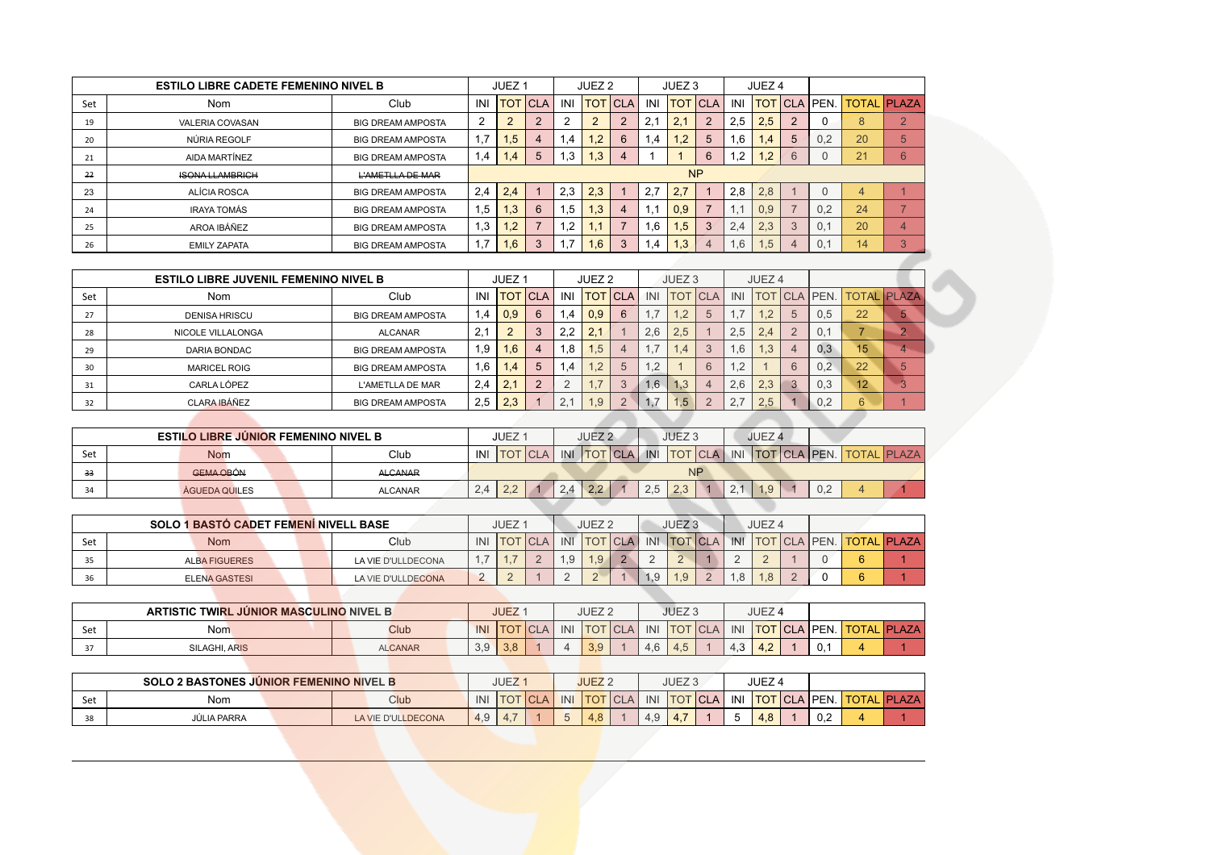| ESTILO LIBRE CADETE FEMENINO NIVEL B | | | JUEZ 1 | | | JUEZ 2 | | | JUEZ 3 | | | JUEZ 4 | | | | | |
|---|---|---|---|---|---|---|---|---|---|---|---|---|---|---|---|---|---|
| Set | Nom | Club | INI | TOT | CLA | INI | TOT | CLA | INI | TOT | CLA | INI | TOT | CLA | PEN. | TOTAL | PLAZA |
| 19 | VALERIA COVASAN | BIG DREAM AMPOSTA | 2 | 2 | 2 | 2 | 2 | 2 | 2,1 | 2,1 | 2 | 2,5 | 2,5 | 2 | 0 | 8 | 2 |
| 20 | NÚRIA REGOLF | BIG DREAM AMPOSTA | 1,7 | 1,5 | 4 | 1,4 | 1,2 | 6 | 1,4 | 1,2 | 5 | 1,6 | 1,4 | 5 | 0,2 | 20 | 5 |
| 21 | AIDA MARTÍNEZ | BIG DREAM AMPOSTA | 1,4 | 1,4 | 5 | 1,3 | 1,3 | 4 | 1 | 1 | 6 | 1,2 | 1,2 | 6 | 0 | 21 | 6 |
| ~~22~~ | ~~ISONA LLAMBRICH~~ | ~~L'AMETLLA DE MAR~~ | NP | | | | | | | | | | | | | | |
| 23 | ALÍCIA ROSCA | BIG DREAM AMPOSTA | 2,4 | 2,4 | 1 | 2,3 | 2,3 | 1 | 2,7 | 2,7 | 1 | 2,8 | 2,8 | 1 | 0 | 4 | 1 |
| 24 | IRAYA TOMÁS | BIG DREAM AMPOSTA | 1,5 | 1,3 | 6 | 1,5 | 1,3 | 4 | 1,1 | 0,9 | 7 | 1,1 | 0,9 | 7 | 0,2 | 24 | 7 |
| 25 | AROA IBÁÑEZ | BIG DREAM AMPOSTA | 1,3 | 1,2 | 7 | 1,2 | 1,1 | 7 | 1,6 | 1,5 | 3 | 2,4 | 2,3 | 3 | 0,1 | 20 | 4 |
| 26 | EMILY ZAPATA | BIG DREAM AMPOSTA | 1,7 | 1,6 | 3 | 1,7 | 1,6 | 3 | 1,4 | 1,3 | 4 | 1,6 | 1,5 | 4 | 0,1 | 14 | 3 |

| ESTILO LIBRE JUVENIL FEMENINO NIVEL B | | | JUEZ 1 | | | JUEZ 2 | | | JUEZ 3 | | | JUEZ 4 | | | | | |
|---|---|---|---|---|---|---|---|---|---|---|---|---|---|---|---|---|---|
| Set | Nom | Club | INI | TOT | CLA | INI | TOT | CLA | INI | TOT | CLA | INI | TOT | CLA | PEN. | TOTAL | PLAZA |
| 27 | DENISA HRISCU | BIG DREAM AMPOSTA | 1,4 | 0,9 | 6 | 1,4 | 0,9 | 6 | 1,7 | 1,2 | 5 | 1,7 | 1,2 | 5 | 0,5 | 22 | 5 |
| 28 | NICOLE VILLALONGA | ALCANAR | 2,1 | 2 | 3 | 2,2 | 2,1 | 1 | 2,6 | 2,5 | 1 | 2,5 | 2,4 | 2 | 0,1 | 7 | 2 |
| 29 | DARIA BONDAC | BIG DREAM AMPOSTA | 1,9 | 1,6 | 4 | 1,8 | 1,5 | 4 | 1,7 | 1,4 | 3 | 1,6 | 1,3 | 4 | 0,3 | 15 | 4 |
| 30 | MARICEL ROIG | BIG DREAM AMPOSTA | 1,6 | 1,4 | 5 | 1,4 | 1,2 | 5 | 1,2 | 1 | 6 | 1,2 | 1 | 6 | 0,2 | 22 | 5 |
| 31 | CARLA LÓPEZ | L'AMETLLA DE MAR | 2,4 | 2,1 | 2 | 2 | 1,7 | 3 | 1,6 | 1,3 | 4 | 2,6 | 2,3 | 3 | 0,3 | 12 | 3 |
| 32 | CLARA IBÁÑEZ | BIG DREAM AMPOSTA | 2,5 | 2,3 | 1 | 2,1 | 1,9 | 2 | 1,7 | 1,5 | 2 | 2,7 | 2,5 | 1 | 0,2 | 6 | 1 |

| ESTILO LIBRE JÚNIOR FEMENINO NIVEL B | | | JUEZ 1 | | | JUEZ 2 | | | JUEZ 3 | | | JUEZ 4 | | | | | |
|---|---|---|---|---|---|---|---|---|---|---|---|---|---|---|---|---|---|
| Set | Nom | Club | INI | TOT | CLA | INI | TOT | CLA | INI | TOT | CLA | INI | TOT | CLA | PEN. | TOTAL | PLAZA |
| ~~33~~ | ~~GEMA OBÓN~~ | ~~ALCANAR~~ | NP | | | | | | | | | | | | | | |
| 34 | ÀGUEDA QUILES | ALCANAR | 2,4 | 2,2 | 1 | 2,4 | 2,2 | 1 | 2,5 | 2,3 | 1 | 2,1 | 1,9 | 1 | 0,2 | 4 | 1 |

| SOLO 1 BASTÓ CADET FEMENÍ NIVELL BASE | | | JUEZ 1 | | | JUEZ 2 | | | JUEZ 3 | | | JUEZ 4 | | | | | |
|---|---|---|---|---|---|---|---|---|---|---|---|---|---|---|---|---|---|
| Set | Nom | Club | INI | TOT | CLA | INI | TOT | CLA | INI | TOT | CLA | INI | TOT | CLA | PEN. | TOTAL | PLAZA |
| 35 | ALBA FIGUERES | LA VIE D'ULLDECONA | 1,7 | 1,7 | 2 | 1,9 | 1,9 | 2 | 2 | 2 | 1 | 2 | 2 | 1 | 0 | 6 | 1 |
| 36 | ELENA GASTESI | LA VIE D'ULLDECONA | 2 | 2 | 1 | 2 | 2 | 1 | 1,9 | 1,9 | 2 | 1,8 | 1,8 | 2 | 0 | 6 | 1 |

| ARTISTIC TWIRL JÚNIOR MASCULINO NIVEL B | | | JUEZ 1 | | | JUEZ 2 | | | JUEZ 3 | | | JUEZ 4 | | | | | |
|---|---|---|---|---|---|---|---|---|---|---|---|---|---|---|---|---|---|
| Set | Nom | Club | INI | TOT | CLA | INI | TOT | CLA | INI | TOT | CLA | INI | TOT | CLA | PEN. | TOTAL | PLAZA |
| 37 | SILAGHI, ARIS | ALCANAR | 3,9 | 3,8 | 1 | 4 | 3,9 | 1 | 4,6 | 4,5 | 1 | 4,3 | 4,2 | 1 | 0,1 | 4 | 1 |

| SOLO 2 BASTONES JÚNIOR FEMENINO NIVEL B | | | JUEZ 1 | | | JUEZ 2 | | | JUEZ 3 | | | JUEZ 4 | | | | | |
|---|---|---|---|---|---|---|---|---|---|---|---|---|---|---|---|---|---|
| Set | Nom | Club | INI | TOT | CLA | INI | TOT | CLA | INI | TOT | CLA | INI | TOT | CLA | PEN. | TOTAL | PLAZA |
| 38 | JÚLIA PARRA | LA VIE D'ULLDECONA | 4,9 | 4,7 | 1 | 5 | 4,8 | 1 | 4,9 | 4,7 | 1 | 5 | 4,8 | 1 | 0,2 | 4 | 1 |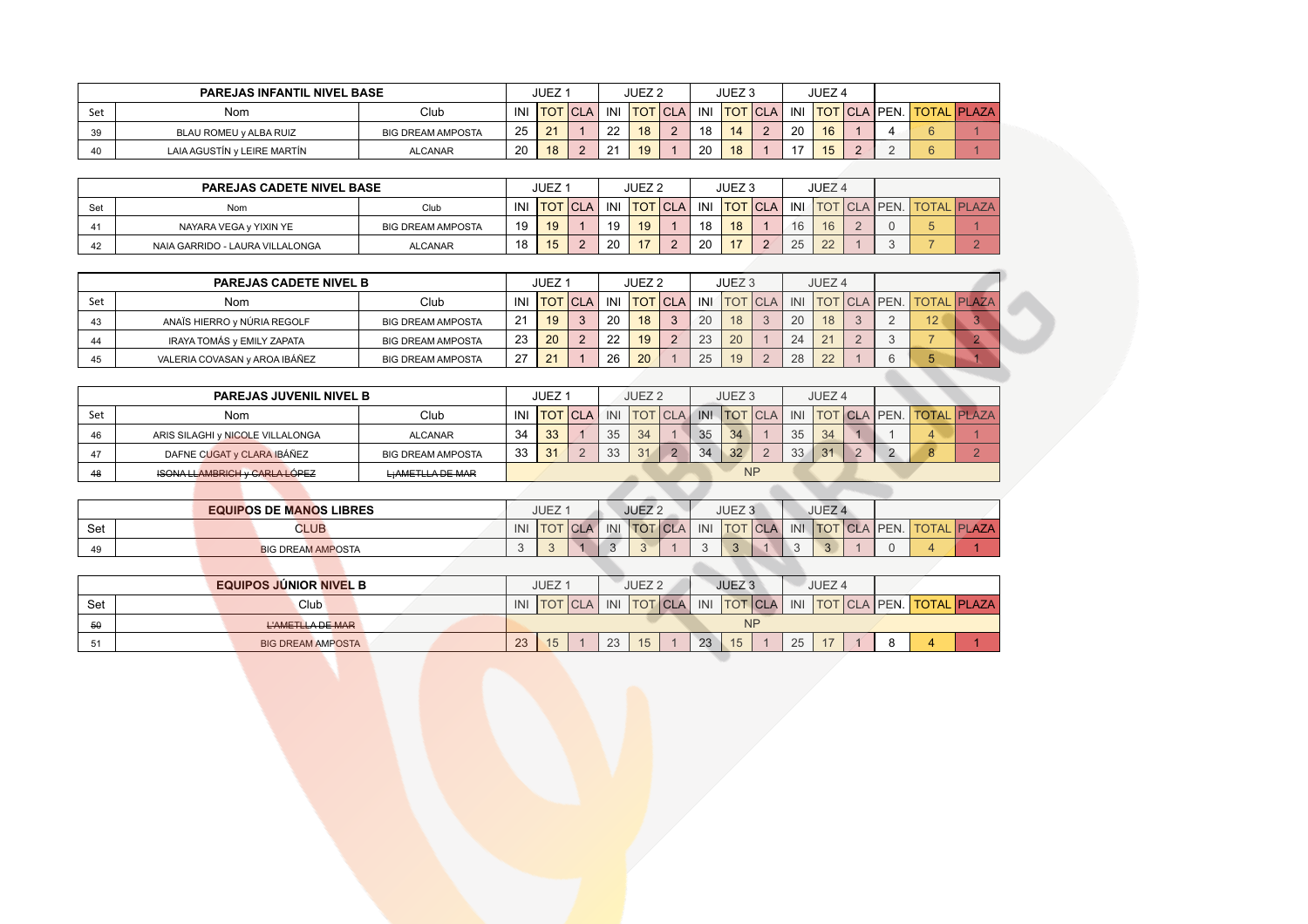| PAREJAS INFANTIL NIVEL BASE | | | JUEZ 1 | | | JUEZ 2 | | | JUEZ 3 | | | JUEZ 4 | | | | | |
|---|---|---|---|---|---|---|---|---|---|---|---|---|---|---|---|---|---|
| Set | Nom | Club | INI | TOT | CLA | INI | TOT | CLA | INI | TOT | CLA | INI | TOT | CLA | PEN. | TOTAL | PLAZA |
| 39 | BLAU ROMEU y ALBA RUIZ | BIG DREAM AMPOSTA | 25 | 21 | 1 | 22 | 18 | 2 | 18 | 14 | 2 | 20 | 16 | 1 | 4 | 6 | 1 |
| 40 | LAIA AGUSTÍN y LEIRE MARTÍN | ALCANAR | 20 | 18 | 2 | 21 | 19 | 1 | 20 | 18 | 1 | 17 | 15 | 2 | 2 | 6 | 1 |

| PAREJAS CADETE NIVEL BASE | | | JUEZ 1 | | | JUEZ 2 | | | JUEZ 3 | | | JUEZ 4 | | | | | |
|---|---|---|---|---|---|---|---|---|---|---|---|---|---|---|---|---|---|
| Set | Nom | Club | INI | TOT | CLA | INI | TOT | CLA | INI | TOT | CLA | INI | TOT | CLA | PEN. | TOTAL | PLAZA |
| 41 | NAYARA VEGA y YIXIN YE | BIG DREAM AMPOSTA | 19 | 19 | 1 | 19 | 19 | 1 | 18 | 18 | 1 | 16 | 16 | 2 | 0 | 5 | 1 |
| 42 | NAIA GARRIDO - LAURA VILLALONGA | ALCANAR | 18 | 15 | 2 | 20 | 17 | 2 | 20 | 17 | 2 | 25 | 22 | 1 | 3 | 7 | 2 |

| PAREJAS CADETE NIVEL B | | | JUEZ 1 | | | JUEZ 2 | | | JUEZ 3 | | | JUEZ 4 | | | | | |
|---|---|---|---|---|---|---|---|---|---|---|---|---|---|---|---|---|---|
| Set | Nom | Club | INI | TOT | CLA | INI | TOT | CLA | INI | TOT | CLA | INI | TOT | CLA | PEN. | TOTAL | PLAZA |
| 43 | ANAÏS HIERRO y NÚRIA REGOLF | BIG DREAM AMPOSTA | 21 | 19 | 3 | 20 | 18 | 3 | 20 | 18 | 3 | 20 | 18 | 3 | 2 | 12 | 3 |
| 44 | IRAYA TOMÁS y EMILY ZAPATA | BIG DREAM AMPOSTA | 23 | 20 | 2 | 22 | 19 | 2 | 23 | 20 | 1 | 24 | 21 | 2 | 3 | 7 | 2 |
| 45 | VALERIA COVASAN y AROA IBÁÑEZ | BIG DREAM AMPOSTA | 27 | 21 | 1 | 26 | 20 | 1 | 25 | 19 | 2 | 28 | 22 | 1 | 6 | 5 | 1 |

| PAREJAS JUVENIL NIVEL B | | | JUEZ 1 | | | JUEZ 2 | | | JUEZ 3 | | | JUEZ 4 | | | | | |
|---|---|---|---|---|---|---|---|---|---|---|---|---|---|---|---|---|---|
| Set | Nom | Club | INI | TOT | CLA | INI | TOT | CLA | INI | TOT | CLA | INI | TOT | CLA | PEN. | TOTAL | PLAZA |
| 46 | ARIS SILAGHI y NICOLE VILLALONGA | ALCANAR | 34 | 33 | 1 | 35 | 34 | 1 | 35 | 34 | 1 | 35 | 34 | 1 | 1 | 4 | 1 |
| 47 | DAFNE CUGAT y CLARA IBÁÑEZ | BIG DREAM AMPOSTA | 33 | 31 | 2 | 33 | 31 | 2 | 34 | 32 | 2 | 33 | 31 | 2 | 2 | 8 | 2 |
| ~~48~~ | ~~ISONA LLAMBRICH y CARLA LÓPEZ~~ | ~~L¡AMETLLA DE MAR~~ | NP | | | | | | | | | | | | | | |

| EQUIPOS DE MANOS LIBRES | | JUEZ 1 | | | JUEZ 2 | | | JUEZ 3 | | | JUEZ 4 | | | | | |
|---|---|---|---|---|---|---|---|---|---|---|---|---|---|---|---|---|
| Set | CLUB | INI | TOT | CLA | INI | TOT | CLA | INI | TOT | CLA | INI | TOT | CLA | PEN. | TOTAL | PLAZA |
| 49 | BIG DREAM AMPOSTA | 3 | 3 | 1 | 3 | 3 | 1 | 3 | 3 | 1 | 3 | 3 | 1 | 0 | 4 | 1 |

| EQUIPOS JÚNIOR NIVEL B | | JUEZ 1 | | | JUEZ 2 | | | JUEZ 3 | | | JUEZ 4 | | | | | |
|---|---|---|---|---|---|---|---|---|---|---|---|---|---|---|---|---|
| Set | Club | INI | TOT | CLA | INI | TOT | CLA | INI | TOT | CLA | INI | TOT | CLA | PEN. | TOTAL | PLAZA |
| ~~50~~ | ~~L'AMETLLA DE MAR~~ | NP | | | | | | | | | | | | | | |
| 51 | BIG DREAM AMPOSTA | 23 | 15 | 1 | 23 | 15 | 1 | 23 | 15 | 1 | 25 | 17 | 1 | 8 | 4 | 1 |